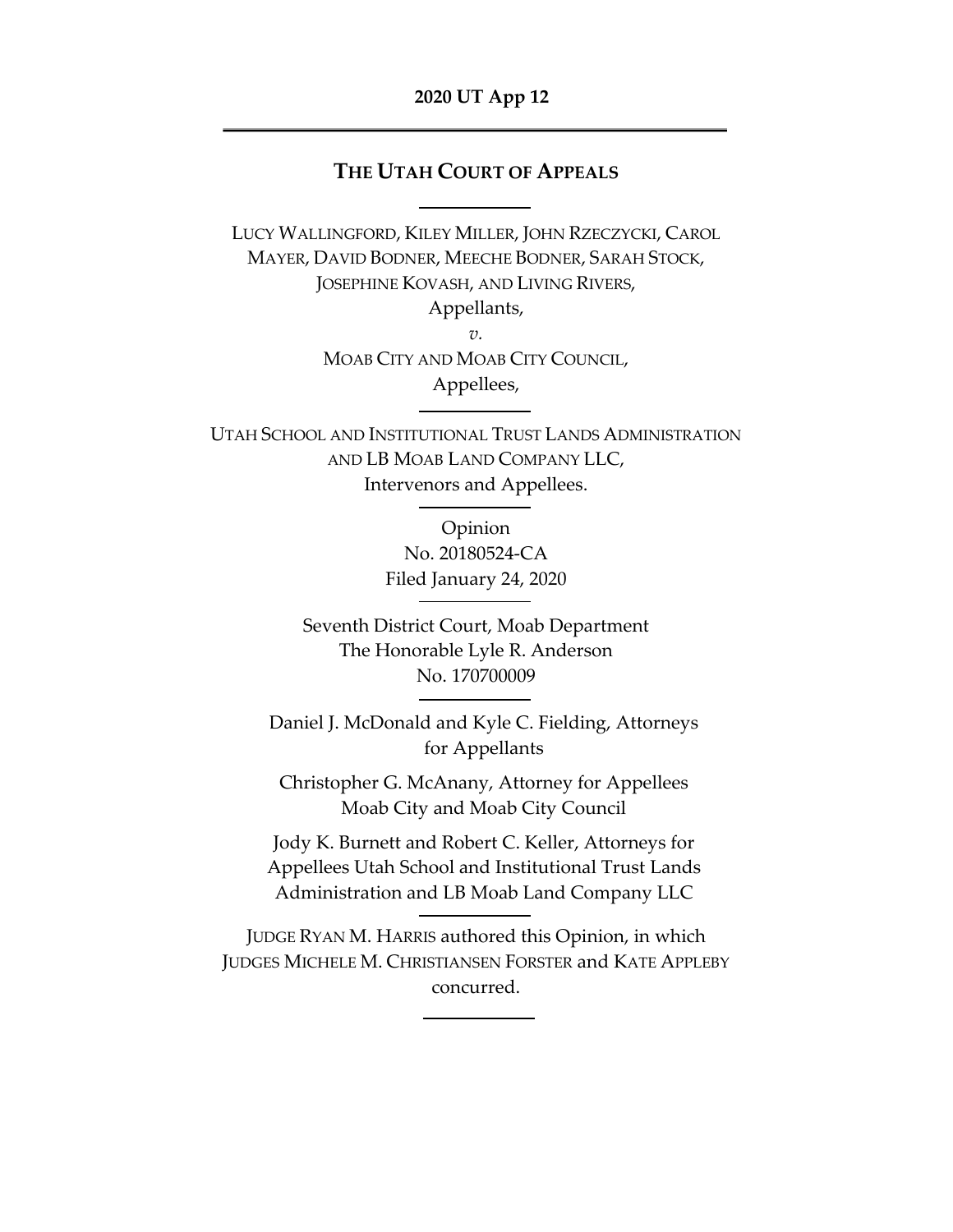**2020 UT App 12**

---

# THE UTAH COURT OF APPEALS

---

LUCY WALLINGFORD, KILEY MILLER, JOHN RZECZYCKI, CAROL MAYER, DAVID BODNER, MEECHE BODNER, SARAH STOCK, JOSEPHINE KOVASH, AND LIVING RIVERS,
Appellants,
*v.*
MOAB CITY AND MOAB CITY COUNCIL,
Appellees,

---

UTAH SCHOOL AND INSTITUTIONAL TRUST LANDS ADMINISTRATION AND LB MOAB LAND COMPANY LLC,
Intervenors and Appellees.

---

Opinion
No. 20180524-CA
Filed January 24, 2020

---

Seventh District Court, Moab Department
The Honorable Lyle R. Anderson
No. 170700009

---

Daniel J. McDonald and Kyle C. Fielding, Attorneys for Appellants

Christopher G. McAnany, Attorney for Appellees Moab City and Moab City Council

Jody K. Burnett and Robert C. Keller, Attorneys for Appellees Utah School and Institutional Trust Lands Administration and LB Moab Land Company LLC

---

JUDGE RYAN M. HARRIS authored this Opinion, in which JUDGES MICHELE M. CHRISTIANSEN FORSTER and KATE APPLEBY concurred.

---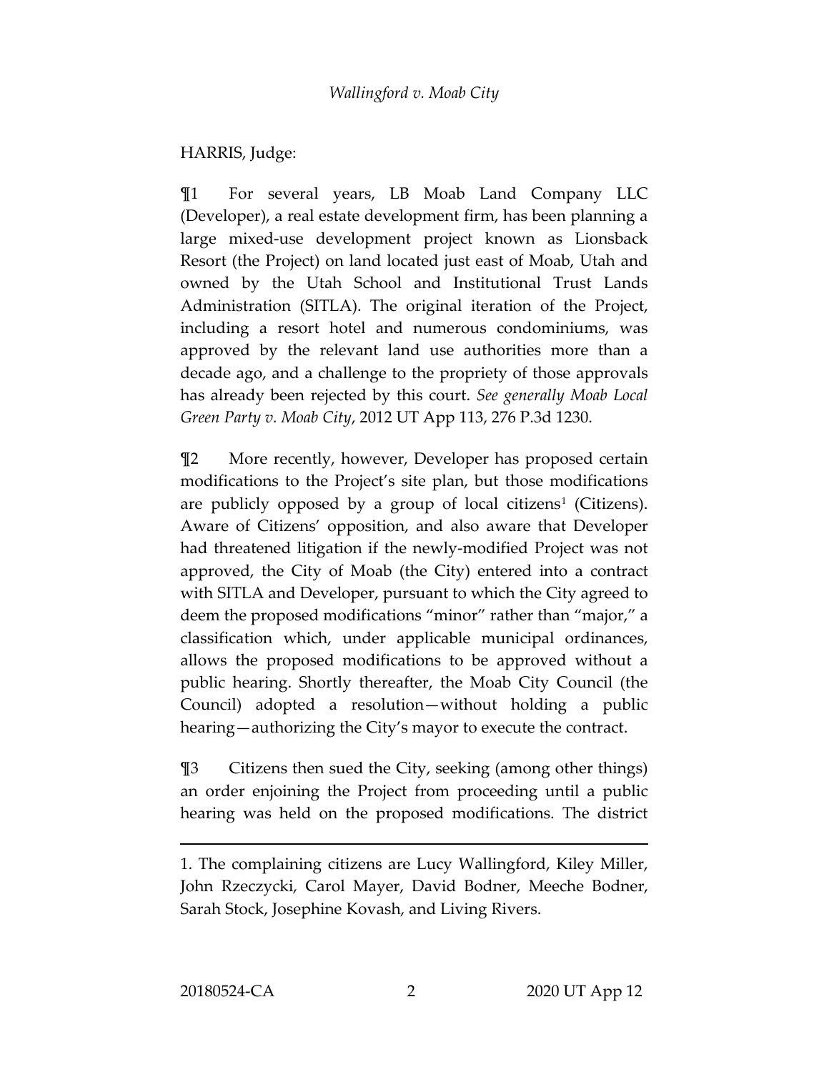HARRIS, Judge:

¶1 For several years, LB Moab Land Company LLC (Developer), a real estate development firm, has been planning a large mixed-use development project known as Lionsback Resort (the Project) on land located just east of Moab, Utah and owned by the Utah School and Institutional Trust Lands Administration (SITLA). The original iteration of the Project, including a resort hotel and numerous condominiums, was approved by the relevant land use authorities more than a decade ago, and a challenge to the propriety of those approvals has already been rejected by this court. *See generally Moab Local Green Party v. Moab City*, 2012 UT App 113, 276 P.3d 1230.

¶2 More recently, however, Developer has proposed certain modifications to the Project's site plan, but those modifications are publicly opposed by a group of local citizens[1] (Citizens). Aware of Citizens' opposition, and also aware that Developer had threatened litigation if the newly-modified Project was not approved, the City of Moab (the City) entered into a contract with SITLA and Developer, pursuant to which the City agreed to deem the proposed modifications "minor" rather than "major," a classification which, under applicable municipal ordinances, allows the proposed modifications to be approved without a public hearing. Shortly thereafter, the Moab City Council (the Council) adopted a resolution—without holding a public hearing—authorizing the City's mayor to execute the contract.

¶3 Citizens then sued the City, seeking (among other things) an order enjoining the Project from proceeding until a public hearing was held on the proposed modifications. The district

---

1. The complaining citizens are Lucy Wallingford, Kiley Miller, John Rzeczycki, Carol Mayer, David Bodner, Meeche Bodner, Sarah Stock, Josephine Kovash, and Living Rivers.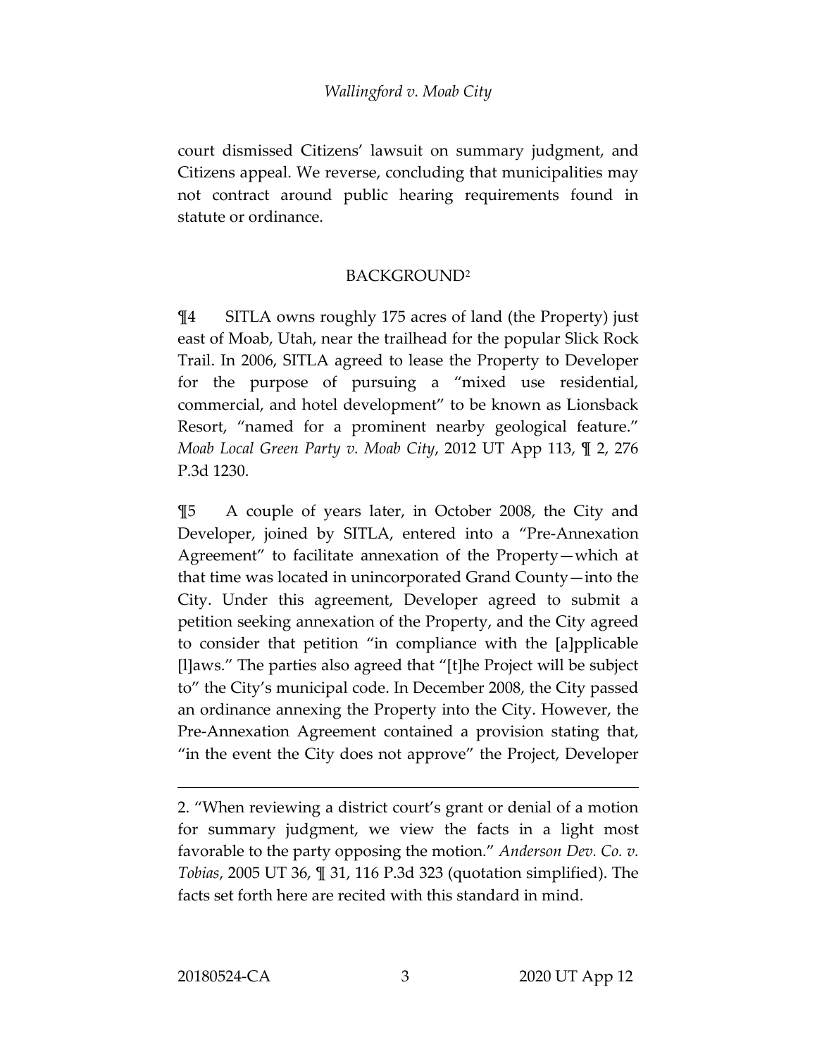court dismissed Citizens' lawsuit on summary judgment, and Citizens appeal. We reverse, concluding that municipalities may not contract around public hearing requirements found in statute or ordinance.

## BACKGROUND[2]

¶4 SITLA owns roughly 175 acres of land (the Property) just east of Moab, Utah, near the trailhead for the popular Slick Rock Trail. In 2006, SITLA agreed to lease the Property to Developer for the purpose of pursuing a "mixed use residential, commercial, and hotel development" to be known as Lionsback Resort, "named for a prominent nearby geological feature." *Moab Local Green Party v. Moab City*, 2012 UT App 113, ¶ 2, 276 P.3d 1230.

¶5 A couple of years later, in October 2008, the City and Developer, joined by SITLA, entered into a "Pre-Annexation Agreement" to facilitate annexation of the Property—which at that time was located in unincorporated Grand County—into the City. Under this agreement, Developer agreed to submit a petition seeking annexation of the Property, and the City agreed to consider that petition "in compliance with the [a]pplicable [l]aws." The parties also agreed that "[t]he Project will be subject to" the City's municipal code. In December 2008, the City passed an ordinance annexing the Property into the City. However, the Pre-Annexation Agreement contained a provision stating that, "in the event the City does not approve" the Project, Developer

---

2. "When reviewing a district court's grant or denial of a motion for summary judgment, we view the facts in a light most favorable to the party opposing the motion." *Anderson Dev. Co. v. Tobias*, 2005 UT 36, ¶ 31, 116 P.3d 323 (quotation simplified). The facts set forth here are recited with this standard in mind.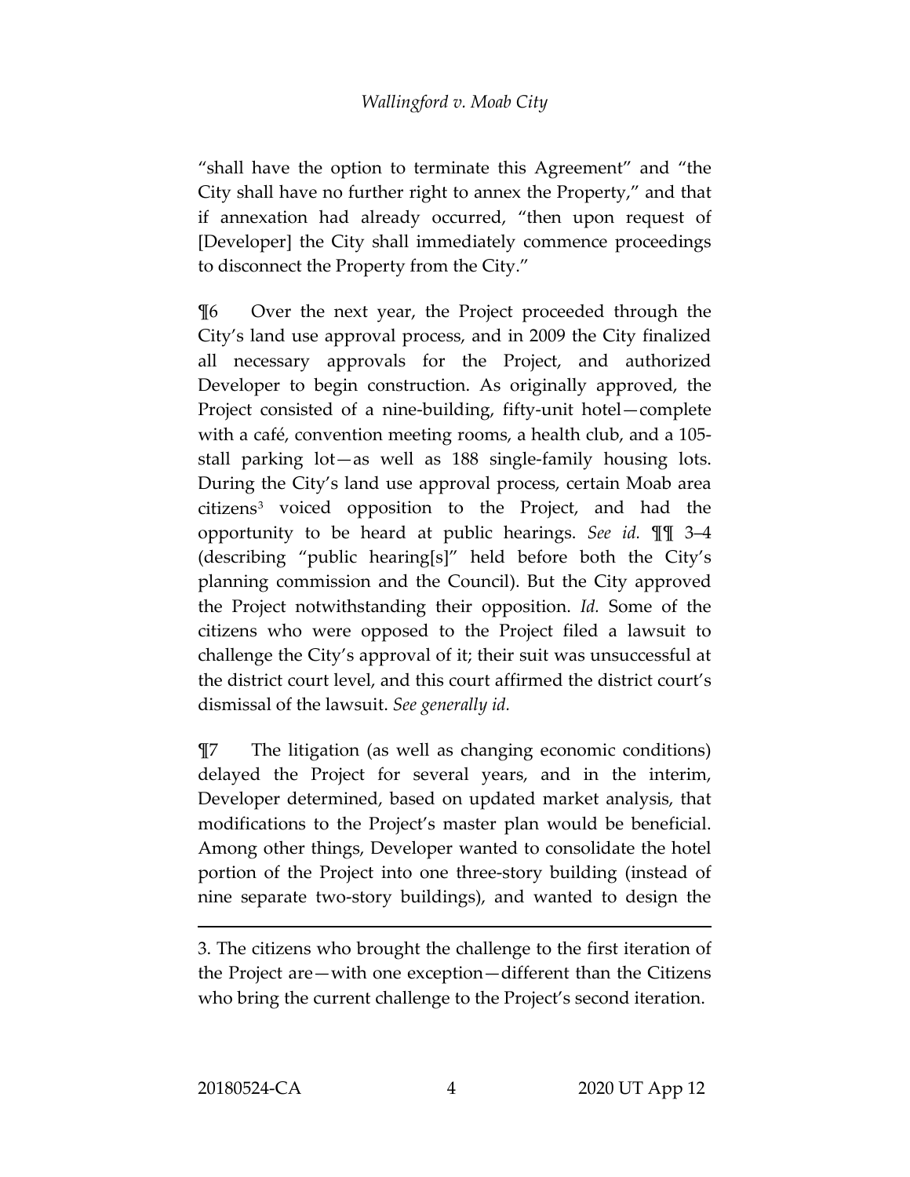"shall have the option to terminate this Agreement" and "the City shall have no further right to annex the Property," and that if annexation had already occurred, "then upon request of [Developer] the City shall immediately commence proceedings to disconnect the Property from the City."

¶6 Over the next year, the Project proceeded through the City's land use approval process, and in 2009 the City finalized all necessary approvals for the Project, and authorized Developer to begin construction. As originally approved, the Project consisted of a nine-building, fifty-unit hotel—complete with a café, convention meeting rooms, a health club, and a 105-stall parking lot—as well as 188 single-family housing lots. During the City's land use approval process, certain Moab area citizens[3] voiced opposition to the Project, and had the opportunity to be heard at public hearings. *See id.* ¶¶ 3–4 (describing "public hearing[s]" held before both the City's planning commission and the Council). But the City approved the Project notwithstanding their opposition. *Id.* Some of the citizens who were opposed to the Project filed a lawsuit to challenge the City's approval of it; their suit was unsuccessful at the district court level, and this court affirmed the district court's dismissal of the lawsuit. *See generally id.*

¶7 The litigation (as well as changing economic conditions) delayed the Project for several years, and in the interim, Developer determined, based on updated market analysis, that modifications to the Project's master plan would be beneficial. Among other things, Developer wanted to consolidate the hotel portion of the Project into one three-story building (instead of nine separate two-story buildings), and wanted to design the

---

3. The citizens who brought the challenge to the first iteration of the Project are—with one exception—different than the Citizens who bring the current challenge to the Project's second iteration.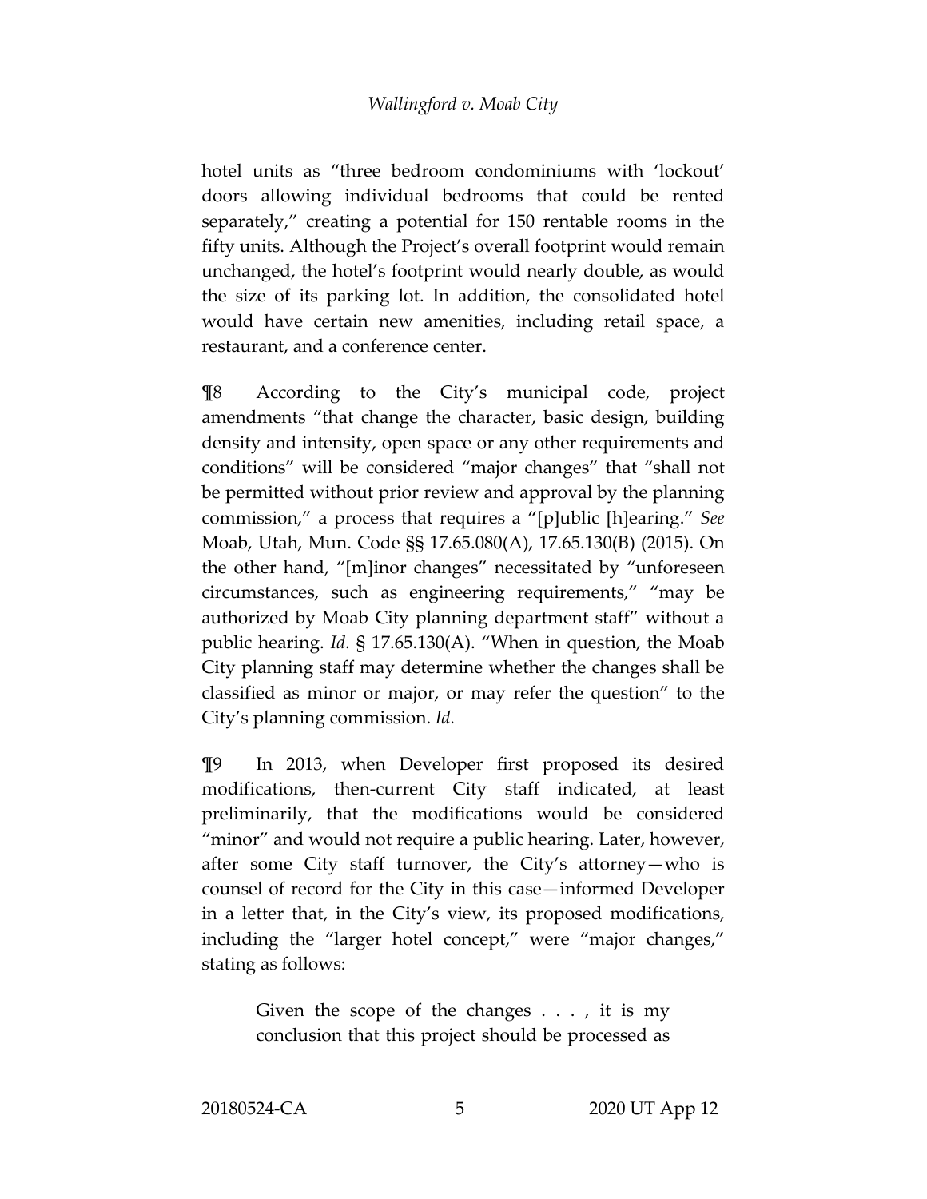hotel units as "three bedroom condominiums with 'lockout' doors allowing individual bedrooms that could be rented separately," creating a potential for 150 rentable rooms in the fifty units. Although the Project's overall footprint would remain unchanged, the hotel's footprint would nearly double, as would the size of its parking lot. In addition, the consolidated hotel would have certain new amenities, including retail space, a restaurant, and a conference center.

¶8 According to the City's municipal code, project amendments "that change the character, basic design, building density and intensity, open space or any other requirements and conditions" will be considered "major changes" that "shall not be permitted without prior review and approval by the planning commission," a process that requires a "[p]ublic [h]earing." *See* Moab, Utah, Mun. Code §§ 17.65.080(A), 17.65.130(B) (2015). On the other hand, "[m]inor changes" necessitated by "unforeseen circumstances, such as engineering requirements," "may be authorized by Moab City planning department staff" without a public hearing. *Id.* § 17.65.130(A). "When in question, the Moab City planning staff may determine whether the changes shall be classified as minor or major, or may refer the question" to the City's planning commission. *Id.*

¶9 In 2013, when Developer first proposed its desired modifications, then-current City staff indicated, at least preliminarily, that the modifications would be considered "minor" and would not require a public hearing. Later, however, after some City staff turnover, the City's attorney—who is counsel of record for the City in this case—informed Developer in a letter that, in the City's view, its proposed modifications, including the "larger hotel concept," were "major changes," stating as follows:

> Given the scope of the changes . . . , it is my conclusion that this project should be processed as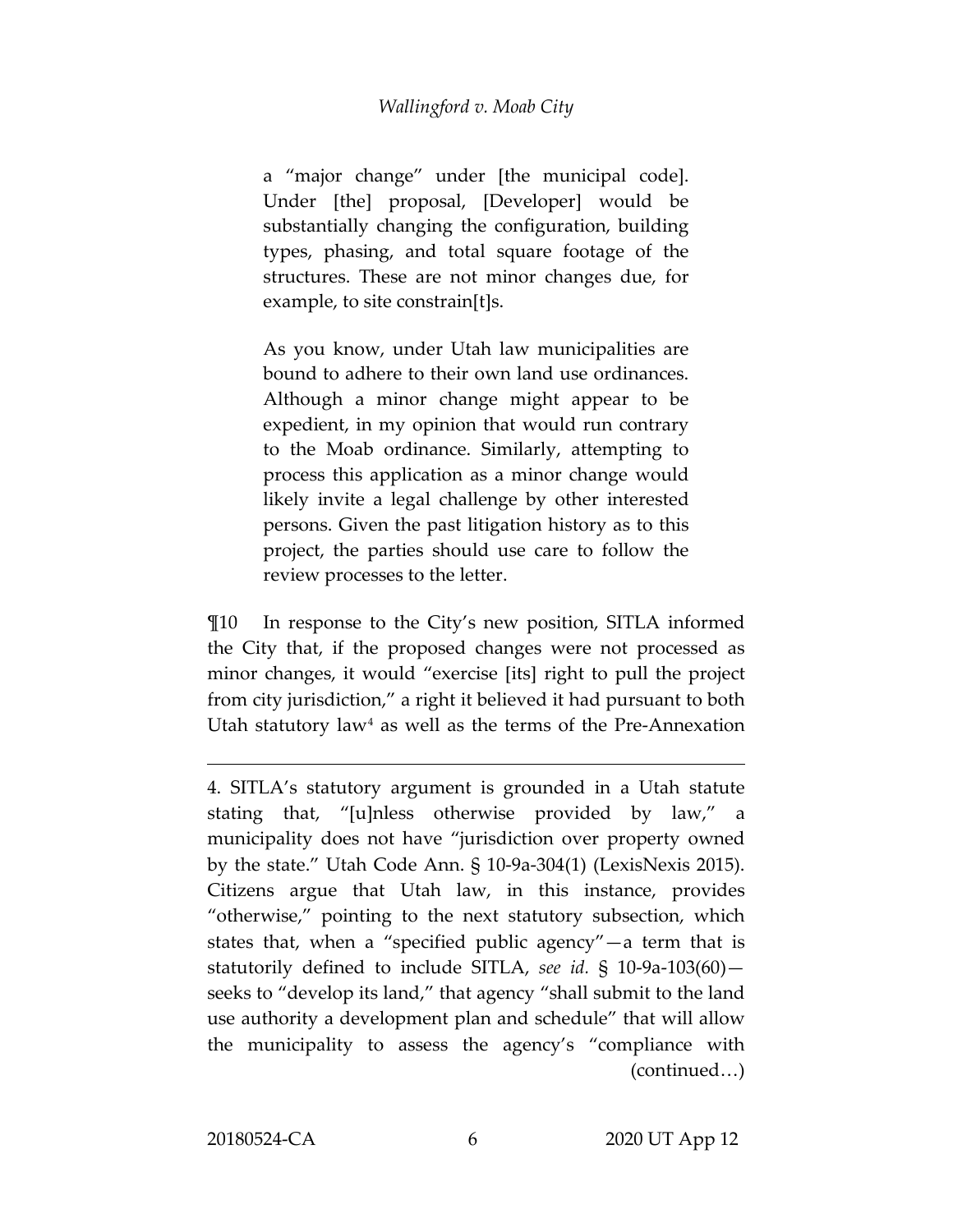> a "major change" under [the municipal code]. Under [the] proposal, [Developer] would be substantially changing the configuration, building types, phasing, and total square footage of the structures. These are not minor changes due, for example, to site constrain[t]s.
>
> As you know, under Utah law municipalities are bound to adhere to their own land use ordinances. Although a minor change might appear to be expedient, in my opinion that would run contrary to the Moab ordinance. Similarly, attempting to process this application as a minor change would likely invite a legal challenge by other interested persons. Given the past litigation history as to this project, the parties should use care to follow the review processes to the letter.

¶10 In response to the City's new position, SITLA informed the City that, if the proposed changes were not processed as minor changes, it would "exercise [its] right to pull the project from city jurisdiction," a right it believed it had pursuant to both Utah statutory law[4] as well as the terms of the Pre-Annexation

---

4. SITLA's statutory argument is grounded in a Utah statute stating that, "[u]nless otherwise provided by law," a municipality does not have "jurisdiction over property owned by the state." Utah Code Ann. § 10-9a-304(1) (LexisNexis 2015). Citizens argue that Utah law, in this instance, provides "otherwise," pointing to the next statutory subsection, which states that, when a "specified public agency"—a term that is statutorily defined to include SITLA, *see id.* § 10-9a-103(60)—seeks to "develop its land," that agency "shall submit to the land use authority a development plan and schedule" that will allow the municipality to assess the agency's "compliance with (continued…)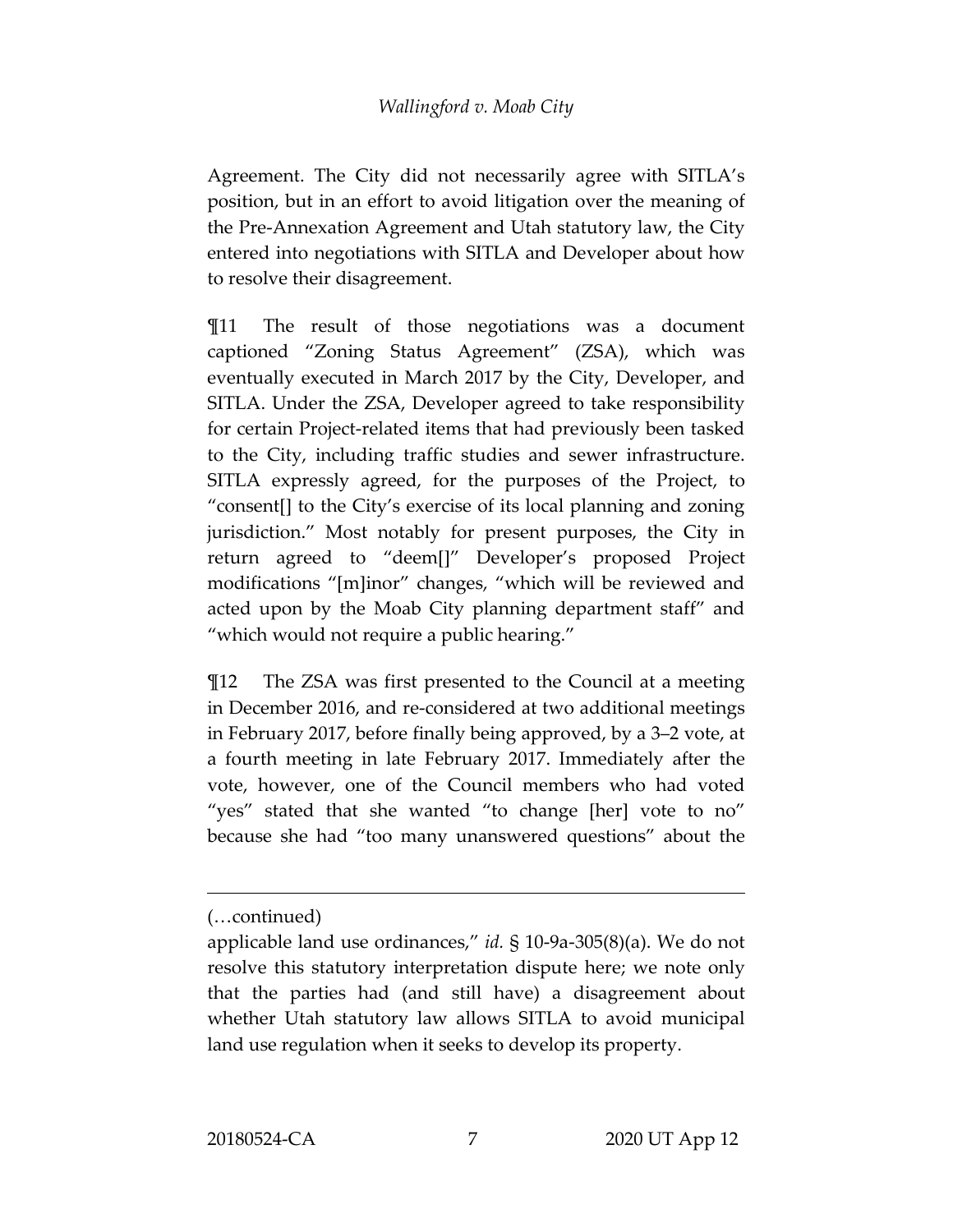Agreement. The City did not necessarily agree with SITLA's position, but in an effort to avoid litigation over the meaning of the Pre-Annexation Agreement and Utah statutory law, the City entered into negotiations with SITLA and Developer about how to resolve their disagreement.

¶11 The result of those negotiations was a document captioned "Zoning Status Agreement" (ZSA), which was eventually executed in March 2017 by the City, Developer, and SITLA. Under the ZSA, Developer agreed to take responsibility for certain Project-related items that had previously been tasked to the City, including traffic studies and sewer infrastructure. SITLA expressly agreed, for the purposes of the Project, to "consent[] to the City's exercise of its local planning and zoning jurisdiction." Most notably for present purposes, the City in return agreed to "deem[]" Developer's proposed Project modifications "[m]inor" changes, "which will be reviewed and acted upon by the Moab City planning department staff" and "which would not require a public hearing."

¶12 The ZSA was first presented to the Council at a meeting in December 2016, and re-considered at two additional meetings in February 2017, before finally being approved, by a 3–2 vote, at a fourth meeting in late February 2017. Immediately after the vote, however, one of the Council members who had voted "yes" stated that she wanted "to change [her] vote to no" because she had "too many unanswered questions" about the

---

(…continued)

applicable land use ordinances," *id.* § 10-9a-305(8)(a). We do not resolve this statutory interpretation dispute here; we note only that the parties had (and still have) a disagreement about whether Utah statutory law allows SITLA to avoid municipal land use regulation when it seeks to develop its property.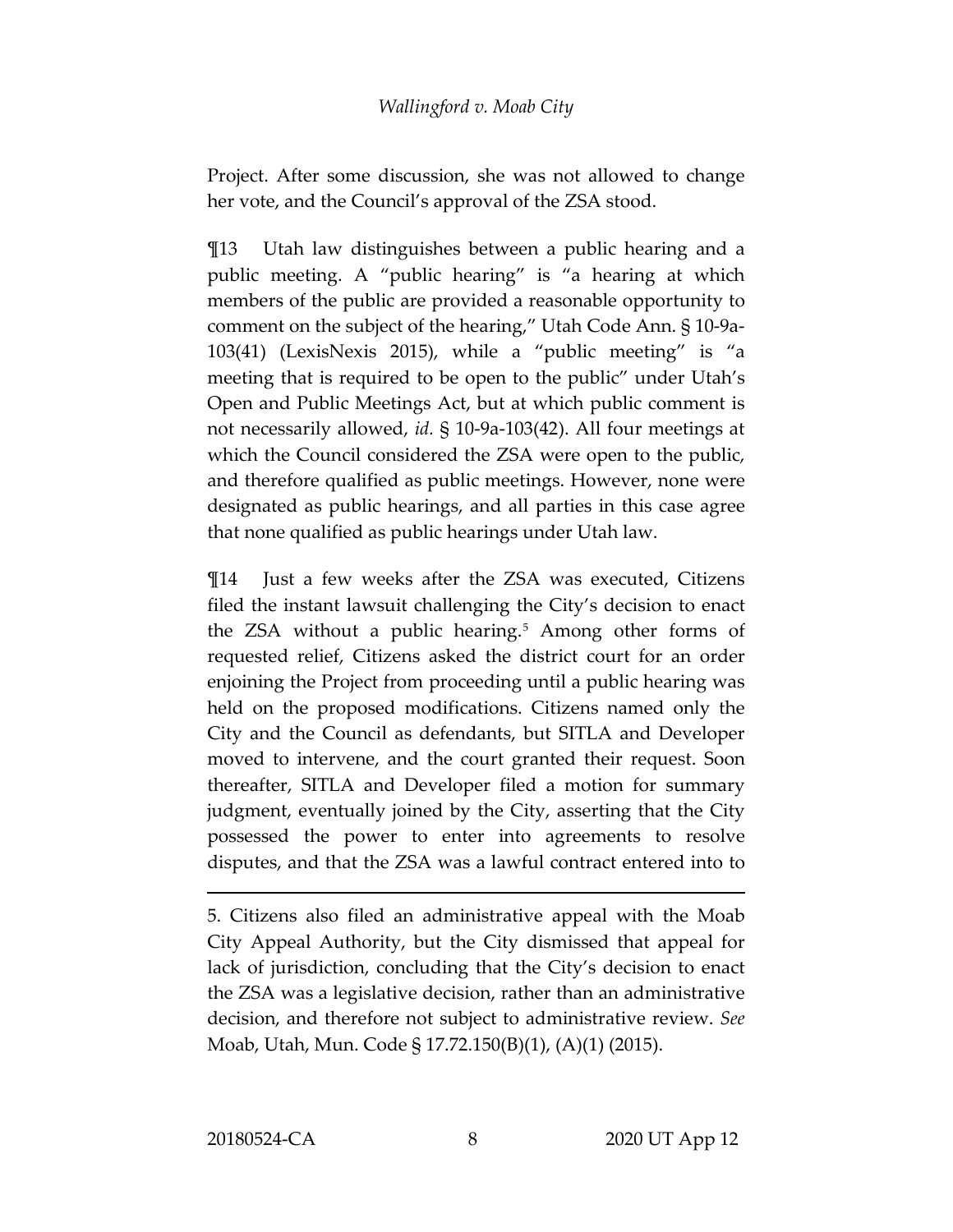Project. After some discussion, she was not allowed to change her vote, and the Council's approval of the ZSA stood.

¶13 Utah law distinguishes between a public hearing and a public meeting. A "public hearing" is "a hearing at which members of the public are provided a reasonable opportunity to comment on the subject of the hearing," Utah Code Ann. § 10-9a-103(41) (LexisNexis 2015), while a "public meeting" is "a meeting that is required to be open to the public" under Utah's Open and Public Meetings Act, but at which public comment is not necessarily allowed, *id.* § 10-9a-103(42). All four meetings at which the Council considered the ZSA were open to the public, and therefore qualified as public meetings. However, none were designated as public hearings, and all parties in this case agree that none qualified as public hearings under Utah law.

¶14 Just a few weeks after the ZSA was executed, Citizens filed the instant lawsuit challenging the City's decision to enact the ZSA without a public hearing.[5] Among other forms of requested relief, Citizens asked the district court for an order enjoining the Project from proceeding until a public hearing was held on the proposed modifications. Citizens named only the City and the Council as defendants, but SITLA and Developer moved to intervene, and the court granted their request. Soon thereafter, SITLA and Developer filed a motion for summary judgment, eventually joined by the City, asserting that the City possessed the power to enter into agreements to resolve disputes, and that the ZSA was a lawful contract entered into to

---

5. Citizens also filed an administrative appeal with the Moab City Appeal Authority, but the City dismissed that appeal for lack of jurisdiction, concluding that the City's decision to enact the ZSA was a legislative decision, rather than an administrative decision, and therefore not subject to administrative review. *See* Moab, Utah, Mun. Code § 17.72.150(B)(1), (A)(1) (2015).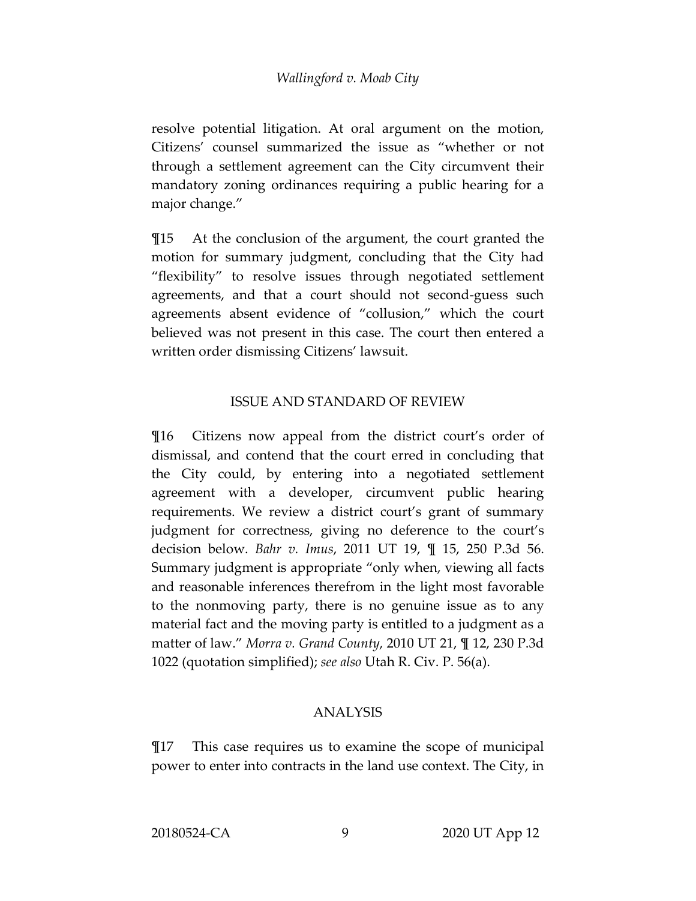resolve potential litigation. At oral argument on the motion, Citizens' counsel summarized the issue as "whether or not through a settlement agreement can the City circumvent their mandatory zoning ordinances requiring a public hearing for a major change."

¶15 At the conclusion of the argument, the court granted the motion for summary judgment, concluding that the City had "flexibility" to resolve issues through negotiated settlement agreements, and that a court should not second-guess such agreements absent evidence of "collusion," which the court believed was not present in this case. The court then entered a written order dismissing Citizens' lawsuit.

## ISSUE AND STANDARD OF REVIEW

¶16 Citizens now appeal from the district court's order of dismissal, and contend that the court erred in concluding that the City could, by entering into a negotiated settlement agreement with a developer, circumvent public hearing requirements. We review a district court's grant of summary judgment for correctness, giving no deference to the court's decision below. *Bahr v. Imus*, 2011 UT 19, ¶ 15, 250 P.3d 56. Summary judgment is appropriate "only when, viewing all facts and reasonable inferences therefrom in the light most favorable to the nonmoving party, there is no genuine issue as to any material fact and the moving party is entitled to a judgment as a matter of law." *Morra v. Grand County*, 2010 UT 21, ¶ 12, 230 P.3d 1022 (quotation simplified); *see also* Utah R. Civ. P. 56(a).

## ANALYSIS

¶17 This case requires us to examine the scope of municipal power to enter into contracts in the land use context. The City, in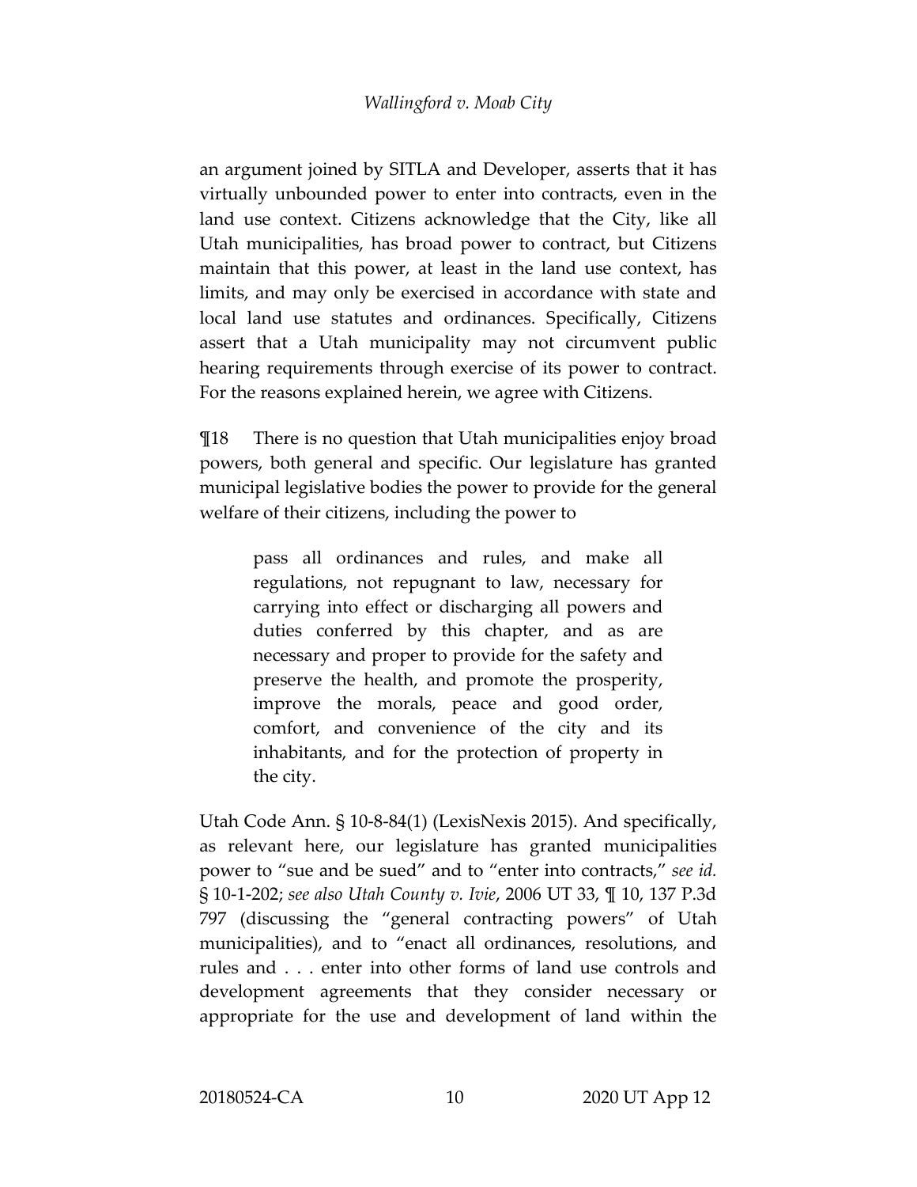an argument joined by SITLA and Developer, asserts that it has virtually unbounded power to enter into contracts, even in the land use context. Citizens acknowledge that the City, like all Utah municipalities, has broad power to contract, but Citizens maintain that this power, at least in the land use context, has limits, and may only be exercised in accordance with state and local land use statutes and ordinances. Specifically, Citizens assert that a Utah municipality may not circumvent public hearing requirements through exercise of its power to contract. For the reasons explained herein, we agree with Citizens.

¶18 There is no question that Utah municipalities enjoy broad powers, both general and specific. Our legislature has granted municipal legislative bodies the power to provide for the general welfare of their citizens, including the power to

> pass all ordinances and rules, and make all regulations, not repugnant to law, necessary for carrying into effect or discharging all powers and duties conferred by this chapter, and as are necessary and proper to provide for the safety and preserve the health, and promote the prosperity, improve the morals, peace and good order, comfort, and convenience of the city and its inhabitants, and for the protection of property in the city.

Utah Code Ann. § 10-8-84(1) (LexisNexis 2015). And specifically, as relevant here, our legislature has granted municipalities power to "sue and be sued" and to "enter into contracts," *see id.* § 10-1-202; *see also Utah County v. Ivie*, 2006 UT 33, ¶ 10, 137 P.3d 797 (discussing the "general contracting powers" of Utah municipalities), and to "enact all ordinances, resolutions, and rules and . . . enter into other forms of land use controls and development agreements that they consider necessary or appropriate for the use and development of land within the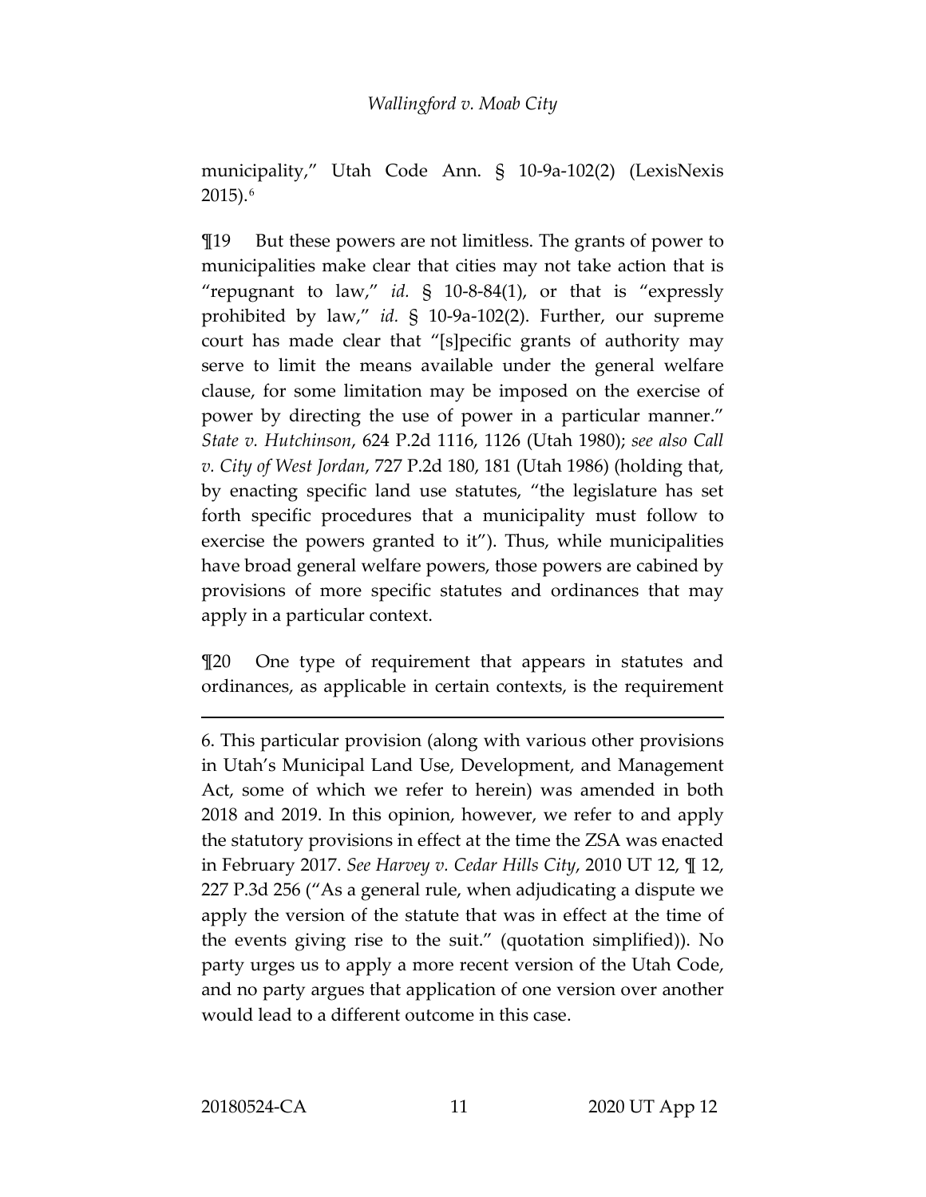municipality," Utah Code Ann. § 10-9a-102(2) (LexisNexis 2015).[6]

¶19 But these powers are not limitless. The grants of power to municipalities make clear that cities may not take action that is "repugnant to law," *id.* § 10-8-84(1), or that is "expressly prohibited by law," *id.* § 10-9a-102(2). Further, our supreme court has made clear that "[s]pecific grants of authority may serve to limit the means available under the general welfare clause, for some limitation may be imposed on the exercise of power by directing the use of power in a particular manner." *State v. Hutchinson*, 624 P.2d 1116, 1126 (Utah 1980); *see also Call v. City of West Jordan*, 727 P.2d 180, 181 (Utah 1986) (holding that, by enacting specific land use statutes, "the legislature has set forth specific procedures that a municipality must follow to exercise the powers granted to it"). Thus, while municipalities have broad general welfare powers, those powers are cabined by provisions of more specific statutes and ordinances that may apply in a particular context.

¶20 One type of requirement that appears in statutes and ordinances, as applicable in certain contexts, is the requirement

---

6. This particular provision (along with various other provisions in Utah's Municipal Land Use, Development, and Management Act, some of which we refer to herein) was amended in both 2018 and 2019. In this opinion, however, we refer to and apply the statutory provisions in effect at the time the ZSA was enacted in February 2017. *See Harvey v. Cedar Hills City*, 2010 UT 12, ¶ 12, 227 P.3d 256 ("As a general rule, when adjudicating a dispute we apply the version of the statute that was in effect at the time of the events giving rise to the suit." (quotation simplified)). No party urges us to apply a more recent version of the Utah Code, and no party argues that application of one version over another would lead to a different outcome in this case.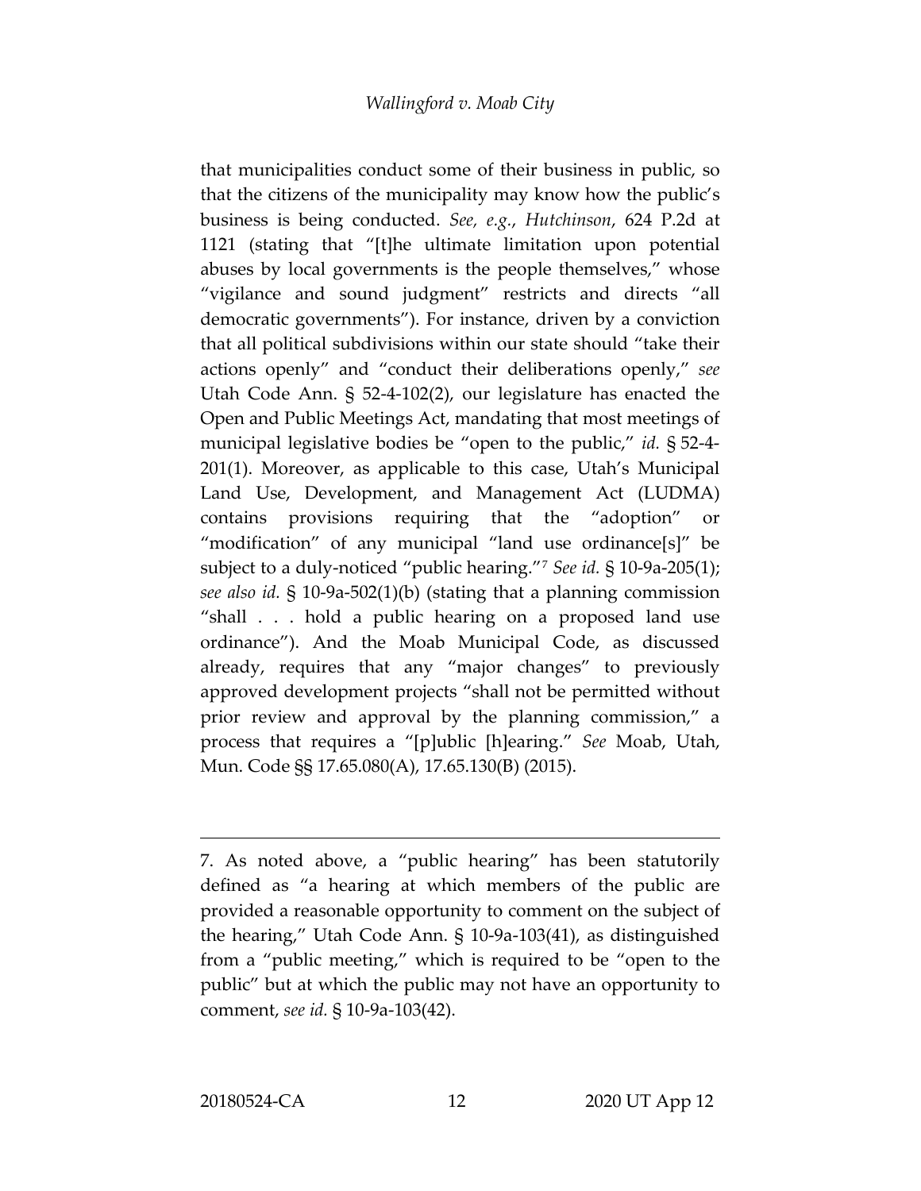that municipalities conduct some of their business in public, so that the citizens of the municipality may know how the public's business is being conducted. *See, e.g.*, *Hutchinson*, 624 P.2d at 1121 (stating that "[t]he ultimate limitation upon potential abuses by local governments is the people themselves," whose "vigilance and sound judgment" restricts and directs "all democratic governments"). For instance, driven by a conviction that all political subdivisions within our state should "take their actions openly" and "conduct their deliberations openly," *see* Utah Code Ann. § 52-4-102(2), our legislature has enacted the Open and Public Meetings Act, mandating that most meetings of municipal legislative bodies be "open to the public," *id.* § 52-4-201(1). Moreover, as applicable to this case, Utah's Municipal Land Use, Development, and Management Act (LUDMA) contains provisions requiring that the "adoption" or "modification" of any municipal "land use ordinance[s]" be subject to a duly-noticed "public hearing."[7] *See id.* § 10-9a-205(1); *see also id.* § 10-9a-502(1)(b) (stating that a planning commission "shall . . . hold a public hearing on a proposed land use ordinance"). And the Moab Municipal Code, as discussed already, requires that any "major changes" to previously approved development projects "shall not be permitted without prior review and approval by the planning commission," a process that requires a "[p]ublic [h]earing." *See* Moab, Utah, Mun. Code §§ 17.65.080(A), 17.65.130(B) (2015).

---

7. As noted above, a "public hearing" has been statutorily defined as "a hearing at which members of the public are provided a reasonable opportunity to comment on the subject of the hearing," Utah Code Ann. § 10-9a-103(41), as distinguished from a "public meeting," which is required to be "open to the public" but at which the public may not have an opportunity to comment, *see id.* § 10-9a-103(42).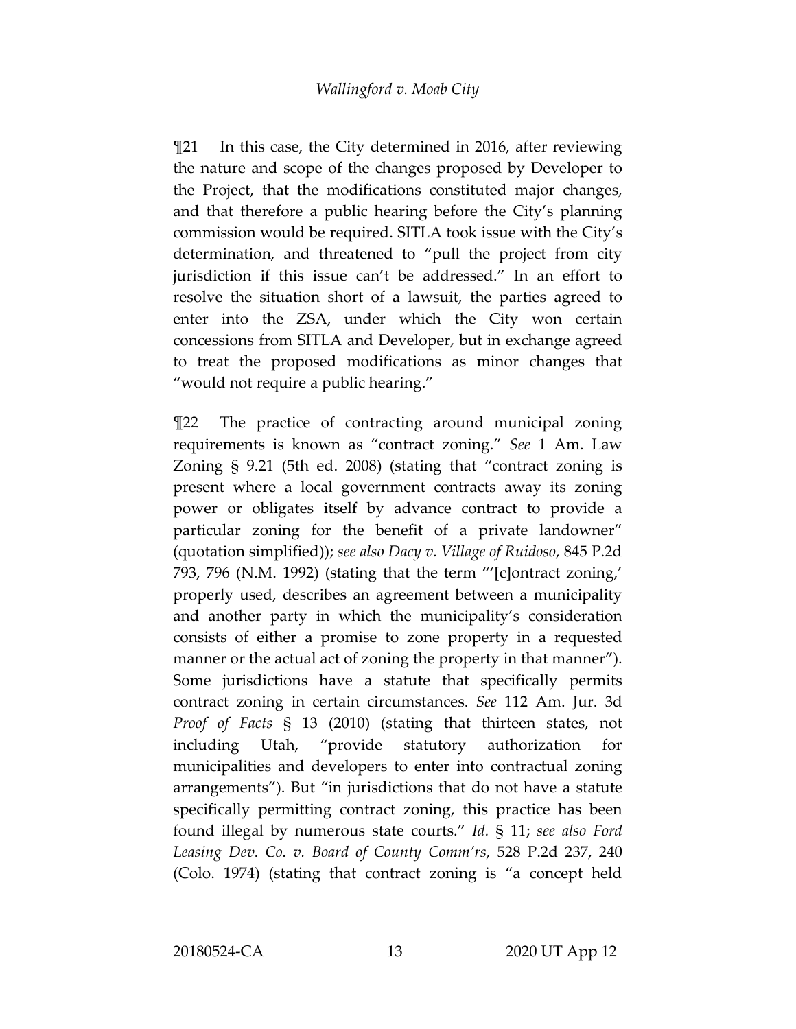¶21 In this case, the City determined in 2016, after reviewing the nature and scope of the changes proposed by Developer to the Project, that the modifications constituted major changes, and that therefore a public hearing before the City's planning commission would be required. SITLA took issue with the City's determination, and threatened to "pull the project from city jurisdiction if this issue can't be addressed." In an effort to resolve the situation short of a lawsuit, the parties agreed to enter into the ZSA, under which the City won certain concessions from SITLA and Developer, but in exchange agreed to treat the proposed modifications as minor changes that "would not require a public hearing."

¶22 The practice of contracting around municipal zoning requirements is known as "contract zoning." *See* 1 Am. Law Zoning § 9.21 (5th ed. 2008) (stating that "contract zoning is present where a local government contracts away its zoning power or obligates itself by advance contract to provide a particular zoning for the benefit of a private landowner" (quotation simplified)); *see also Dacy v. Village of Ruidoso*, 845 P.2d 793, 796 (N.M. 1992) (stating that the term "'[c]ontract zoning,' properly used, describes an agreement between a municipality and another party in which the municipality's consideration consists of either a promise to zone property in a requested manner or the actual act of zoning the property in that manner"). Some jurisdictions have a statute that specifically permits contract zoning in certain circumstances. *See* 112 Am. Jur. 3d *Proof of Facts* § 13 (2010) (stating that thirteen states, not including Utah, "provide statutory authorization for municipalities and developers to enter into contractual zoning arrangements"). But "in jurisdictions that do not have a statute specifically permitting contract zoning, this practice has been found illegal by numerous state courts." *Id.* § 11; *see also Ford Leasing Dev. Co. v. Board of County Comm'rs*, 528 P.2d 237, 240 (Colo. 1974) (stating that contract zoning is "a concept held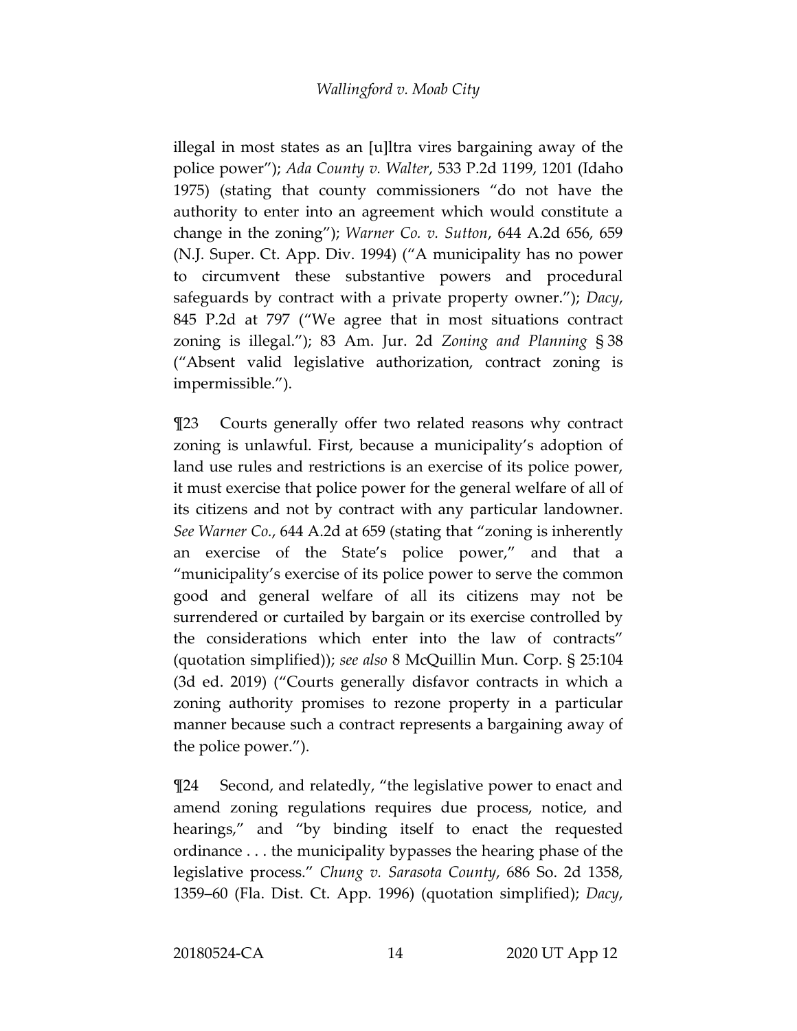illegal in most states as an [u]ltra vires bargaining away of the police power"); *Ada County v. Walter*, 533 P.2d 1199, 1201 (Idaho 1975) (stating that county commissioners "do not have the authority to enter into an agreement which would constitute a change in the zoning"); *Warner Co. v. Sutton*, 644 A.2d 656, 659 (N.J. Super. Ct. App. Div. 1994) ("A municipality has no power to circumvent these substantive powers and procedural safeguards by contract with a private property owner."); *Dacy*, 845 P.2d at 797 ("We agree that in most situations contract zoning is illegal."); 83 Am. Jur. 2d *Zoning and Planning* § 38 ("Absent valid legislative authorization, contract zoning is impermissible.").

¶23 Courts generally offer two related reasons why contract zoning is unlawful. First, because a municipality's adoption of land use rules and restrictions is an exercise of its police power, it must exercise that police power for the general welfare of all of its citizens and not by contract with any particular landowner. *See Warner Co.*, 644 A.2d at 659 (stating that "zoning is inherently an exercise of the State's police power," and that a "municipality's exercise of its police power to serve the common good and general welfare of all its citizens may not be surrendered or curtailed by bargain or its exercise controlled by the considerations which enter into the law of contracts" (quotation simplified)); *see also* 8 McQuillin Mun. Corp. § 25:104 (3d ed. 2019) ("Courts generally disfavor contracts in which a zoning authority promises to rezone property in a particular manner because such a contract represents a bargaining away of the police power.").

¶24 Second, and relatedly, "the legislative power to enact and amend zoning regulations requires due process, notice, and hearings," and "by binding itself to enact the requested ordinance . . . the municipality bypasses the hearing phase of the legislative process." *Chung v. Sarasota County*, 686 So. 2d 1358, 1359–60 (Fla. Dist. Ct. App. 1996) (quotation simplified); *Dacy*,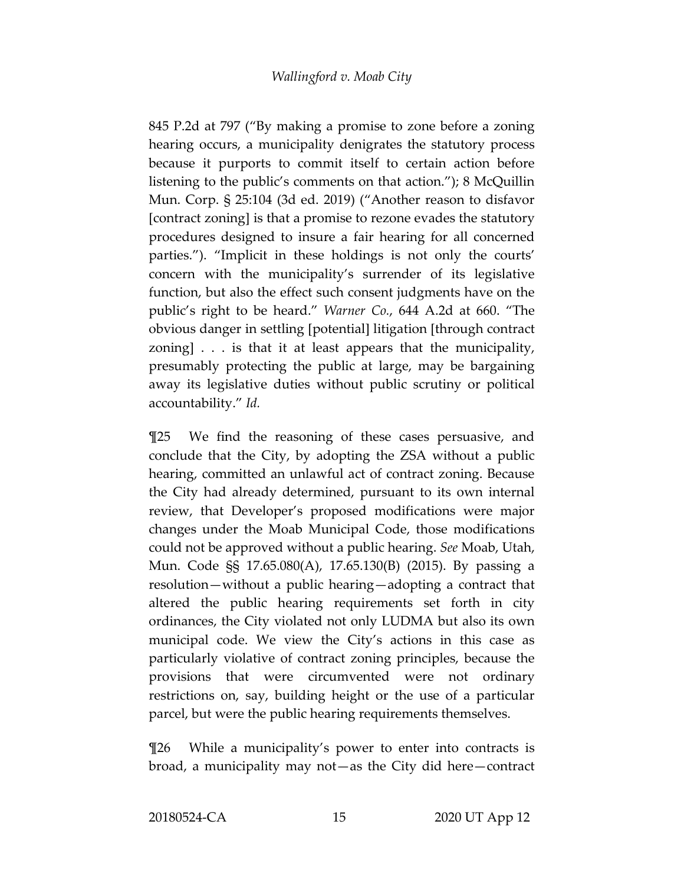845 P.2d at 797 ("By making a promise to zone before a zoning hearing occurs, a municipality denigrates the statutory process because it purports to commit itself to certain action before listening to the public's comments on that action."); 8 McQuillin Mun. Corp. § 25:104 (3d ed. 2019) ("Another reason to disfavor [contract zoning] is that a promise to rezone evades the statutory procedures designed to insure a fair hearing for all concerned parties."). "Implicit in these holdings is not only the courts' concern with the municipality's surrender of its legislative function, but also the effect such consent judgments have on the public's right to be heard." *Warner Co.*, 644 A.2d at 660. "The obvious danger in settling [potential] litigation [through contract zoning] . . . is that it at least appears that the municipality, presumably protecting the public at large, may be bargaining away its legislative duties without public scrutiny or political accountability." *Id.*

¶25 We find the reasoning of these cases persuasive, and conclude that the City, by adopting the ZSA without a public hearing, committed an unlawful act of contract zoning. Because the City had already determined, pursuant to its own internal review, that Developer's proposed modifications were major changes under the Moab Municipal Code, those modifications could not be approved without a public hearing. *See* Moab, Utah, Mun. Code §§ 17.65.080(A), 17.65.130(B) (2015). By passing a resolution—without a public hearing—adopting a contract that altered the public hearing requirements set forth in city ordinances, the City violated not only LUDMA but also its own municipal code. We view the City's actions in this case as particularly violative of contract zoning principles, because the provisions that were circumvented were not ordinary restrictions on, say, building height or the use of a particular parcel, but were the public hearing requirements themselves.

¶26 While a municipality's power to enter into contracts is broad, a municipality may not—as the City did here—contract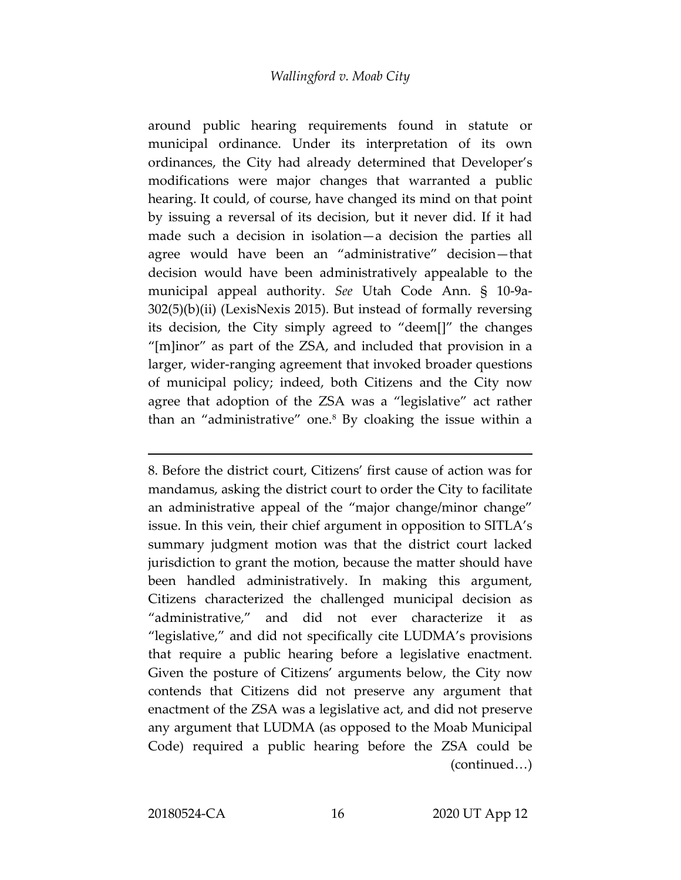around public hearing requirements found in statute or municipal ordinance. Under its interpretation of its own ordinances, the City had already determined that Developer's modifications were major changes that warranted a public hearing. It could, of course, have changed its mind on that point by issuing a reversal of its decision, but it never did. If it had made such a decision in isolation—a decision the parties all agree would have been an "administrative" decision—that decision would have been administratively appealable to the municipal appeal authority. *See* Utah Code Ann. § 10-9a-302(5)(b)(ii) (LexisNexis 2015). But instead of formally reversing its decision, the City simply agreed to "deem[]" the changes "[m]inor" as part of the ZSA, and included that provision in a larger, wider-ranging agreement that invoked broader questions of municipal policy; indeed, both Citizens and the City now agree that adoption of the ZSA was a "legislative" act rather than an "administrative" one.[8] By cloaking the issue within a

---

8. Before the district court, Citizens' first cause of action was for mandamus, asking the district court to order the City to facilitate an administrative appeal of the "major change/minor change" issue. In this vein, their chief argument in opposition to SITLA's summary judgment motion was that the district court lacked jurisdiction to grant the motion, because the matter should have been handled administratively. In making this argument, Citizens characterized the challenged municipal decision as "administrative," and did not ever characterize it as "legislative," and did not specifically cite LUDMA's provisions that require a public hearing before a legislative enactment. Given the posture of Citizens' arguments below, the City now contends that Citizens did not preserve any argument that enactment of the ZSA was a legislative act, and did not preserve any argument that LUDMA (as opposed to the Moab Municipal Code) required a public hearing before the ZSA could be (continued…)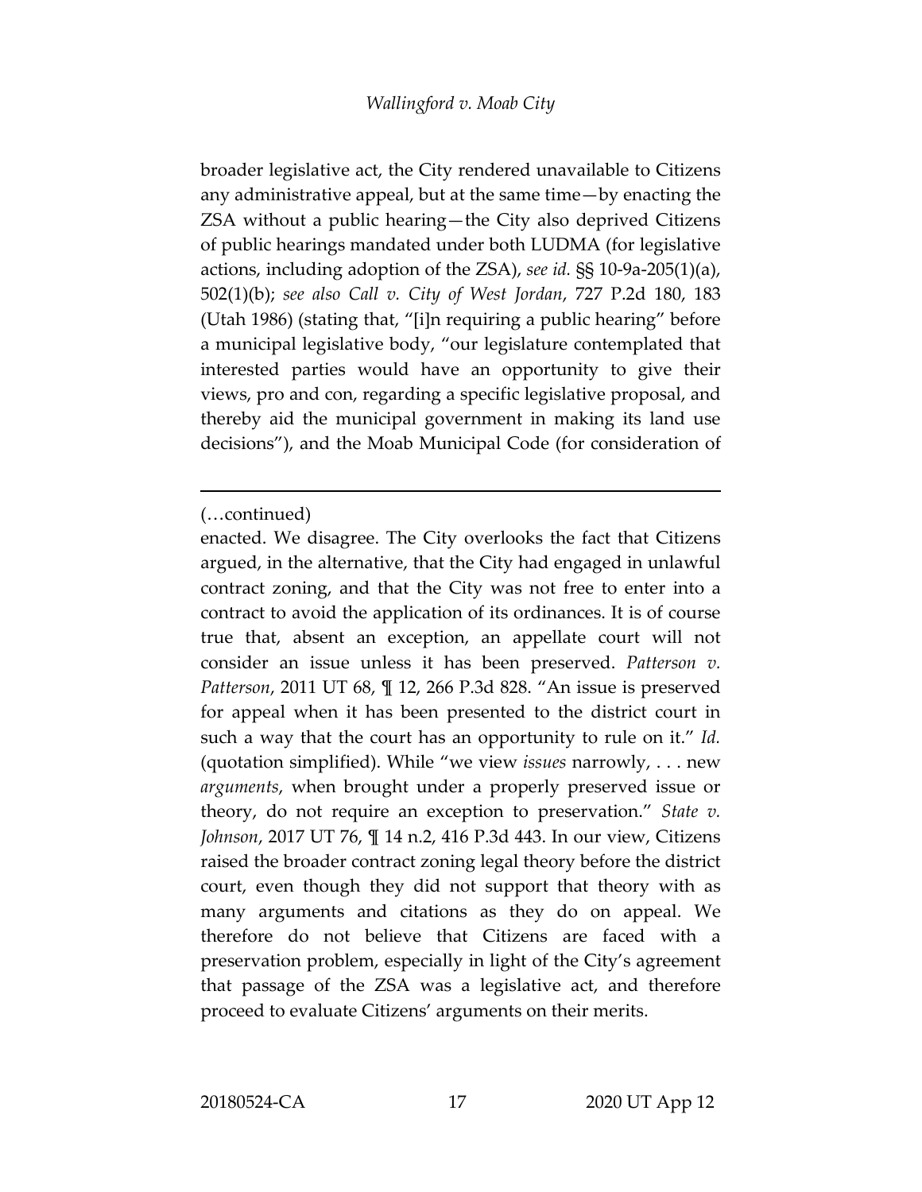broader legislative act, the City rendered unavailable to Citizens any administrative appeal, but at the same time—by enacting the ZSA without a public hearing—the City also deprived Citizens of public hearings mandated under both LUDMA (for legislative actions, including adoption of the ZSA), *see id.* §§ 10-9a-205(1)(a), 502(1)(b); *see also Call v. City of West Jordan*, 727 P.2d 180, 183 (Utah 1986) (stating that, "[i]n requiring a public hearing" before a municipal legislative body, "our legislature contemplated that interested parties would have an opportunity to give their views, pro and con, regarding a specific legislative proposal, and thereby aid the municipal government in making its land use decisions"), and the Moab Municipal Code (for consideration of

---

(…continued)

enacted. We disagree. The City overlooks the fact that Citizens argued, in the alternative, that the City had engaged in unlawful contract zoning, and that the City was not free to enter into a contract to avoid the application of its ordinances. It is of course true that, absent an exception, an appellate court will not consider an issue unless it has been preserved. *Patterson v. Patterson*, 2011 UT 68, ¶ 12, 266 P.3d 828. "An issue is preserved for appeal when it has been presented to the district court in such a way that the court has an opportunity to rule on it." *Id.* (quotation simplified). While "we view *issues* narrowly, . . . new *arguments*, when brought under a properly preserved issue or theory, do not require an exception to preservation." *State v. Johnson*, 2017 UT 76, ¶ 14 n.2, 416 P.3d 443. In our view, Citizens raised the broader contract zoning legal theory before the district court, even though they did not support that theory with as many arguments and citations as they do on appeal. We therefore do not believe that Citizens are faced with a preservation problem, especially in light of the City's agreement that passage of the ZSA was a legislative act, and therefore proceed to evaluate Citizens' arguments on their merits.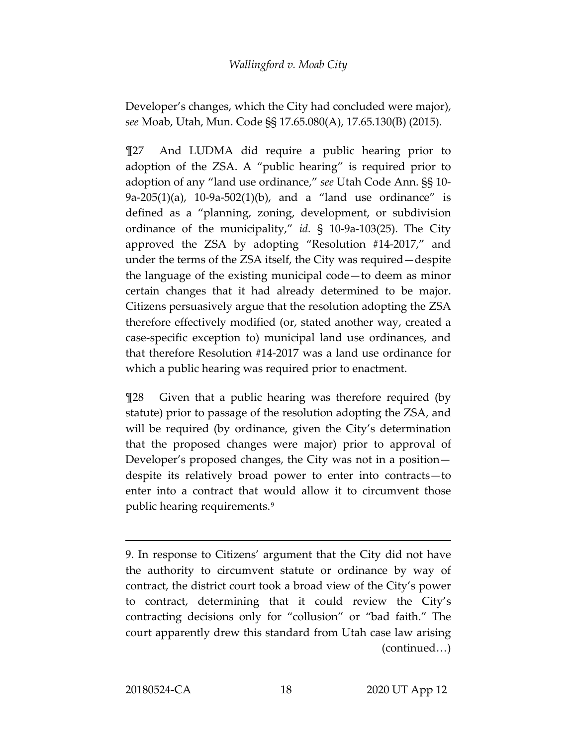Developer's changes, which the City had concluded were major), *see* Moab, Utah, Mun. Code §§ 17.65.080(A), 17.65.130(B) (2015).

¶27 And LUDMA did require a public hearing prior to adoption of the ZSA. A "public hearing" is required prior to adoption of any "land use ordinance," *see* Utah Code Ann. §§ 10-9a-205(1)(a), 10-9a-502(1)(b), and a "land use ordinance" is defined as a "planning, zoning, development, or subdivision ordinance of the municipality," *id.* § 10-9a-103(25). The City approved the ZSA by adopting "Resolution #14-2017," and under the terms of the ZSA itself, the City was required—despite the language of the existing municipal code—to deem as minor certain changes that it had already determined to be major. Citizens persuasively argue that the resolution adopting the ZSA therefore effectively modified (or, stated another way, created a case-specific exception to) municipal land use ordinances, and that therefore Resolution #14-2017 was a land use ordinance for which a public hearing was required prior to enactment.

¶28 Given that a public hearing was therefore required (by statute) prior to passage of the resolution adopting the ZSA, and will be required (by ordinance, given the City's determination that the proposed changes were major) prior to approval of Developer's proposed changes, the City was not in a position—despite its relatively broad power to enter into contracts—to enter into a contract that would allow it to circumvent those public hearing requirements.[9]

---

9. In response to Citizens' argument that the City did not have the authority to circumvent statute or ordinance by way of contract, the district court took a broad view of the City's power to contract, determining that it could review the City's contracting decisions only for "collusion" or "bad faith." The court apparently drew this standard from Utah case law arising (continued…)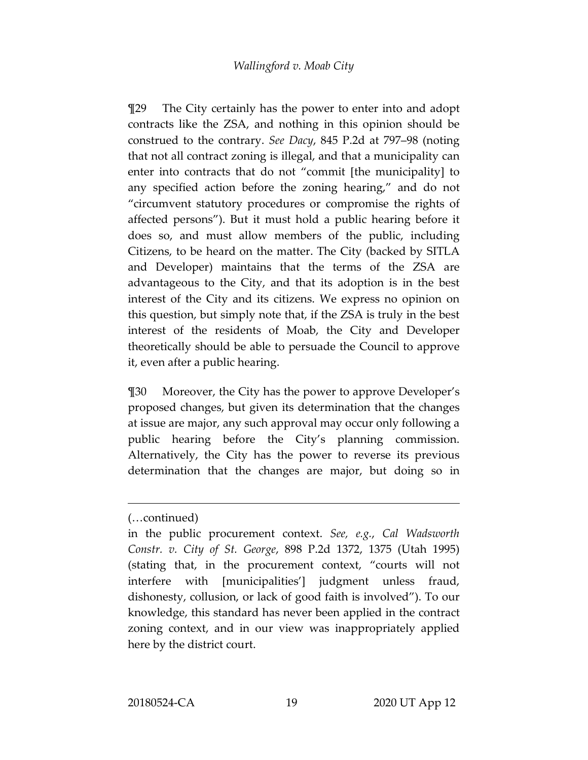¶29 The City certainly has the power to enter into and adopt contracts like the ZSA, and nothing in this opinion should be construed to the contrary. *See Dacy*, 845 P.2d at 797–98 (noting that not all contract zoning is illegal, and that a municipality can enter into contracts that do not "commit [the municipality] to any specified action before the zoning hearing," and do not "circumvent statutory procedures or compromise the rights of affected persons"). But it must hold a public hearing before it does so, and must allow members of the public, including Citizens, to be heard on the matter. The City (backed by SITLA and Developer) maintains that the terms of the ZSA are advantageous to the City, and that its adoption is in the best interest of the City and its citizens. We express no opinion on this question, but simply note that, if the ZSA is truly in the best interest of the residents of Moab, the City and Developer theoretically should be able to persuade the Council to approve it, even after a public hearing.

¶30 Moreover, the City has the power to approve Developer's proposed changes, but given its determination that the changes at issue are major, any such approval may occur only following a public hearing before the City's planning commission. Alternatively, the City has the power to reverse its previous determination that the changes are major, but doing so in

---

(…continued)

in the public procurement context. *See, e.g.*, *Cal Wadsworth Constr. v. City of St. George*, 898 P.2d 1372, 1375 (Utah 1995) (stating that, in the procurement context, "courts will not interfere with [municipalities'] judgment unless fraud, dishonesty, collusion, or lack of good faith is involved"). To our knowledge, this standard has never been applied in the contract zoning context, and in our view was inappropriately applied here by the district court.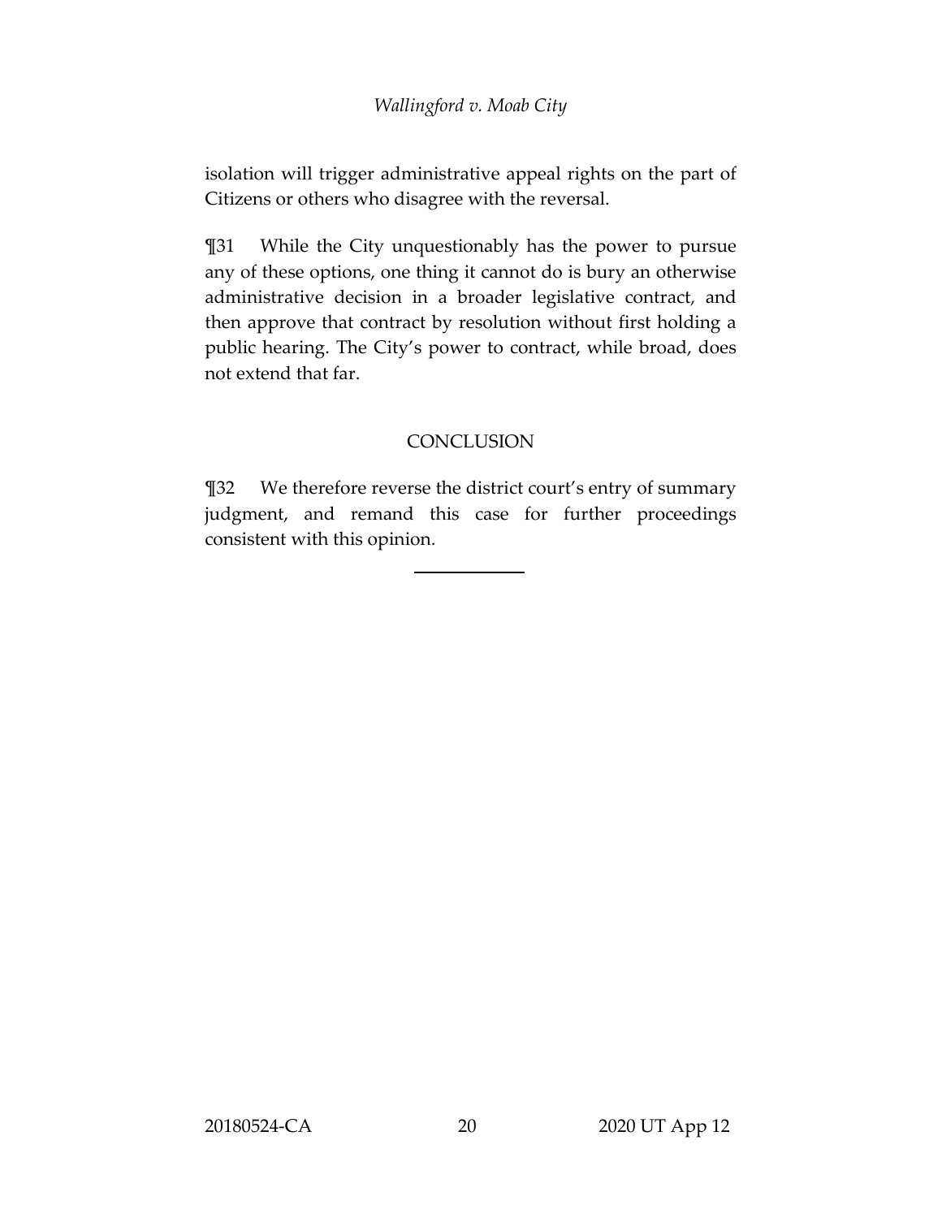isolation will trigger administrative appeal rights on the part of Citizens or others who disagree with the reversal.

¶31 While the City unquestionably has the power to pursue any of these options, one thing it cannot do is bury an otherwise administrative decision in a broader legislative contract, and then approve that contract by resolution without first holding a public hearing. The City's power to contract, while broad, does not extend that far.

## CONCLUSION

¶32 We therefore reverse the district court's entry of summary judgment, and remand this case for further proceedings consistent with this opinion.